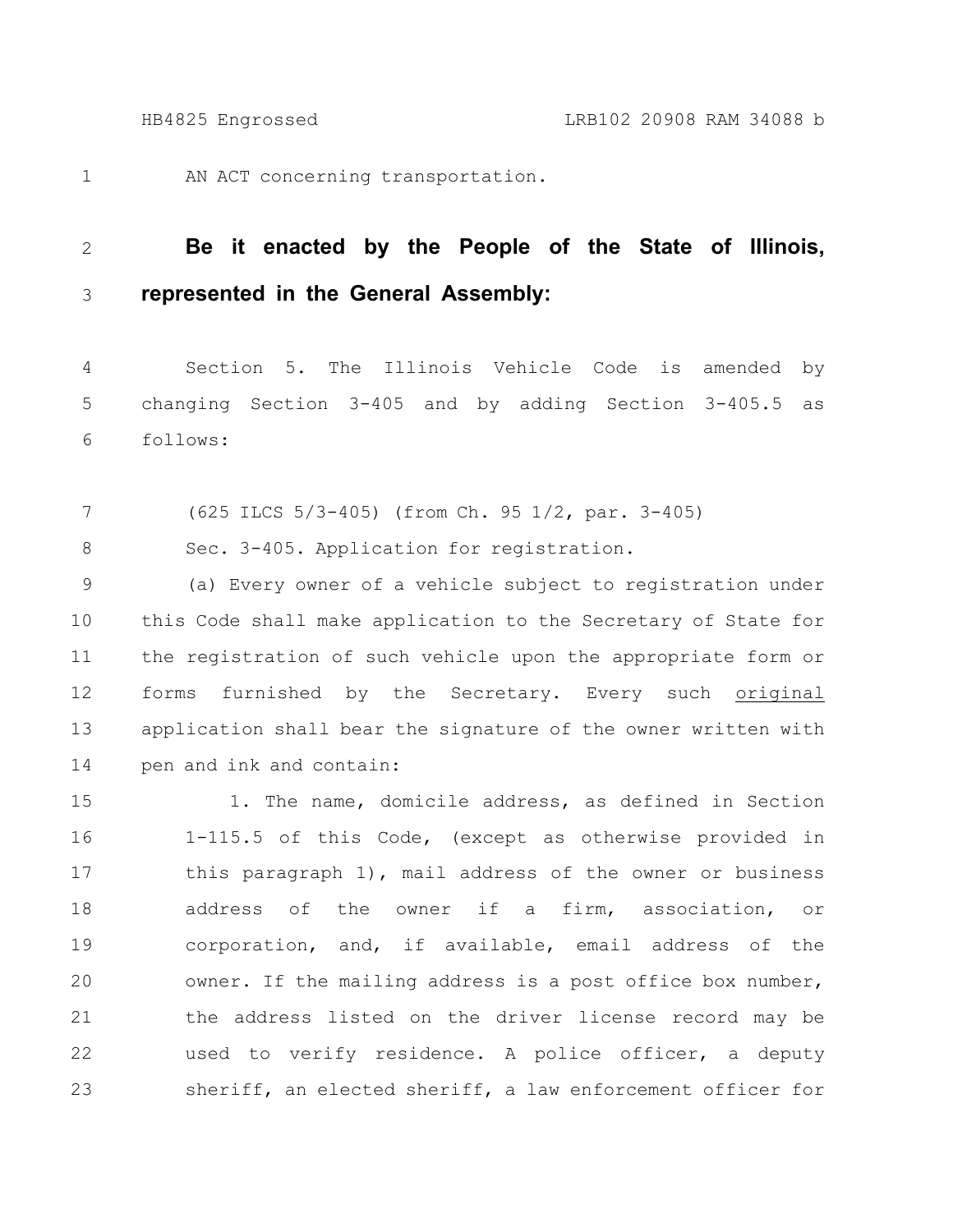AN ACT concerning transportation.

**Be it enacted by the People of the State of Illinois, represented in the General Assembly:**

Section 5. The Illinois Vehicle Code is amended by changing Section 3-405 and by adding Section 3-405.5 as follows:

(625 ILCS 5/3-405) (from Ch. 95 1/2, par. 3-405)

Sec. 3-405. Application for registration.

(a) Every owner of a vehicle subject to registration under this Code shall make application to the Secretary of State for the registration of such vehicle upon the appropriate form or forms furnished by the Secretary. Every such original application shall bear the signature of the owner written with pen and ink and contain:

1. The name, domicile address, as defined in Section 1-115.5 of this Code, (except as otherwise provided in this paragraph 1), mail address of the owner or business address of the owner if a firm, association, or corporation, and, if available, email address of the owner. If the mailing address is a post office box number, the address listed on the driver license record may be used to verify residence. A police officer, a deputy sheriff, an elected sheriff, a law enforcement officer for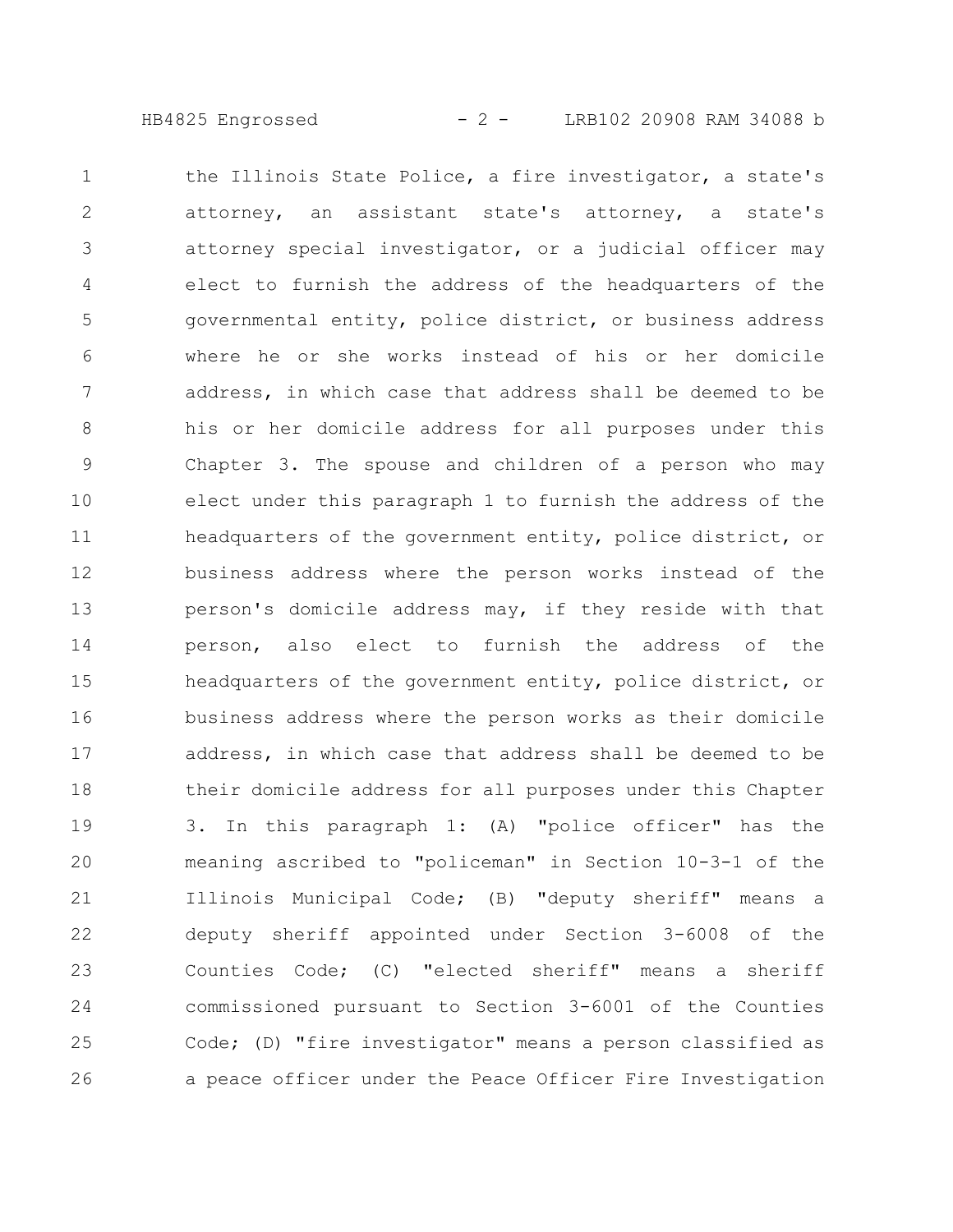the Illinois State Police, a fire investigator, a state's attorney, an assistant state's attorney, a state's attorney special investigator, or a judicial officer may elect to furnish the address of the headquarters of the governmental entity, police district, or business address where he or she works instead of his or her domicile address, in which case that address shall be deemed to be his or her domicile address for all purposes under this Chapter 3. The spouse and children of a person who may elect under this paragraph 1 to furnish the address of the headquarters of the government entity, police district, or business address where the person works instead of the person's domicile address may, if they reside with that person, also elect to furnish the address of the headquarters of the government entity, police district, or business address where the person works as their domicile address, in which case that address shall be deemed to be their domicile address for all purposes under this Chapter 3. In this paragraph 1: (A) "police officer" has the meaning ascribed to "policeman" in Section 10-3-1 of the Illinois Municipal Code; (B) "deputy sheriff" means a deputy sheriff appointed under Section 3-6008 of the Counties Code; (C) "elected sheriff" means a sheriff commissioned pursuant to Section 3-6001 of the Counties Code; (D) "fire investigator" means a person classified as a peace officer under the Peace Officer Fire Investigation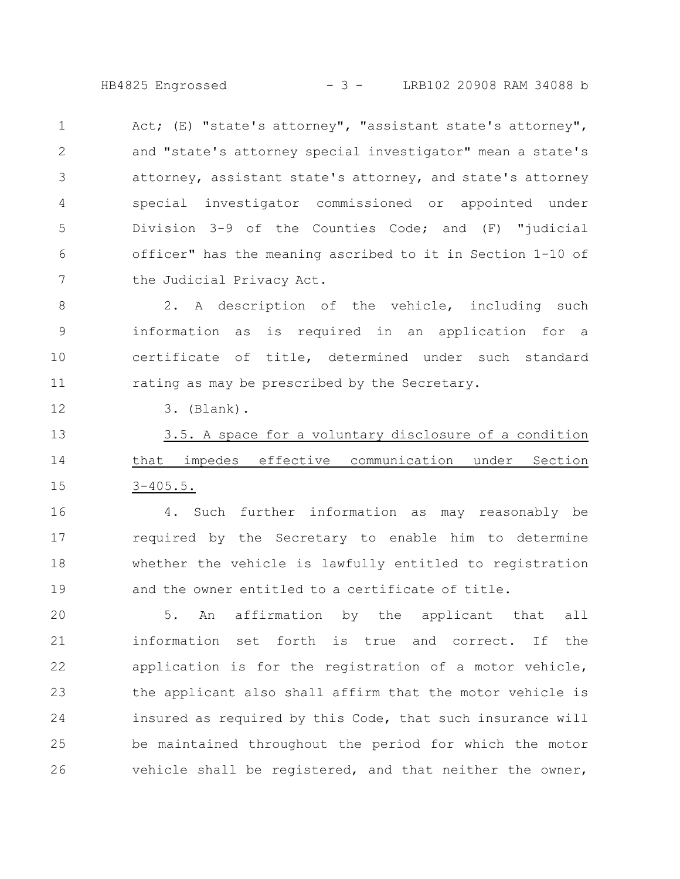Act; (E) "state's attorney", "assistant state's attorney", and "state's attorney special investigator" mean a state's attorney, assistant state's attorney, and state's attorney special investigator commissioned or appointed under Division 3-9 of the Counties Code; and (F) "judicial officer" has the meaning ascribed to it in Section 1-10 of the Judicial Privacy Act.

2. A description of the vehicle, including such information as is required in an application for a certificate of title, determined under such standard rating as may be prescribed by the Secretary.

3. (Blank).

3.5. A space for a voluntary disclosure of a condition that impedes effective communication under Section 3-405.5.

4. Such further information as may reasonably be required by the Secretary to enable him to determine whether the vehicle is lawfully entitled to registration and the owner entitled to a certificate of title.

5. An affirmation by the applicant that all information set forth is true and correct. If the application is for the registration of a motor vehicle, the applicant also shall affirm that the motor vehicle is insured as required by this Code, that such insurance will be maintained throughout the period for which the motor vehicle shall be registered, and that neither the owner,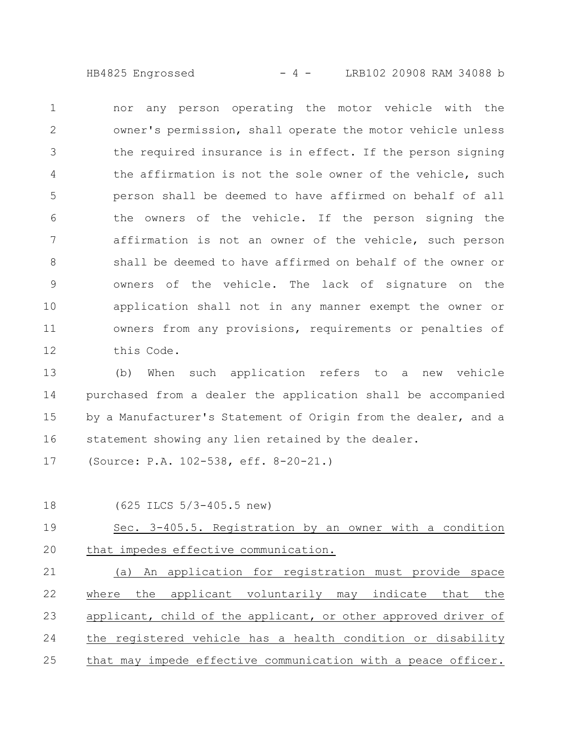nor any person operating the motor vehicle with the owner's permission, shall operate the motor vehicle unless the required insurance is in effect. If the person signing the affirmation is not the sole owner of the vehicle, such person shall be deemed to have affirmed on behalf of all the owners of the vehicle. If the person signing the affirmation is not an owner of the vehicle, such person shall be deemed to have affirmed on behalf of the owner or owners of the vehicle. The lack of signature on the application shall not in any manner exempt the owner or owners from any provisions, requirements or penalties of this Code.

(b) When such application refers to a new vehicle purchased from a dealer the application shall be accompanied by a Manufacturer's Statement of Origin from the dealer, and a statement showing any lien retained by the dealer.

(Source: P.A. 102-538, eff. 8-20-21.)

(625 ILCS 5/3-405.5 new)

Sec. 3-405.5. Registration by an owner with a condition that impedes effective communication.

(a) An application for registration must provide space where the applicant voluntarily may indicate that the applicant, child of the applicant, or other approved driver of the registered vehicle has a health condition or disability that may impede effective communication with a peace officer.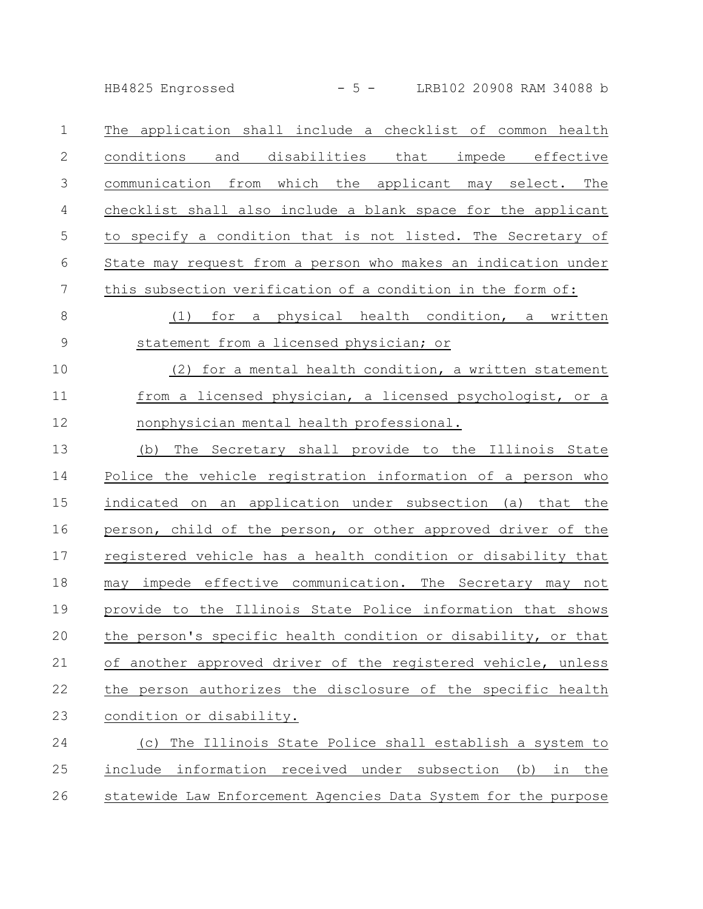The application shall include a checklist of common health conditions and disabilities that impede effective communication from which the applicant may select. The checklist shall also include a blank space for the applicant to specify a condition that is not listed. The Secretary of State may request from a person who makes an indication under this subsection verification of a condition in the form of:

(1) for a physical health condition, a written statement from a licensed physician; or

(2) for a mental health condition, a written statement from a licensed physician, a licensed psychologist, or a nonphysician mental health professional.

(b) The Secretary shall provide to the Illinois State Police the vehicle registration information of a person who indicated on an application under subsection (a) that the person, child of the person, or other approved driver of the registered vehicle has a health condition or disability that may impede effective communication. The Secretary may not provide to the Illinois State Police information that shows the person's specific health condition or disability, or that of another approved driver of the registered vehicle, unless the person authorizes the disclosure of the specific health condition or disability.

(c) The Illinois State Police shall establish a system to include information received under subsection (b) in the statewide Law Enforcement Agencies Data System for the purpose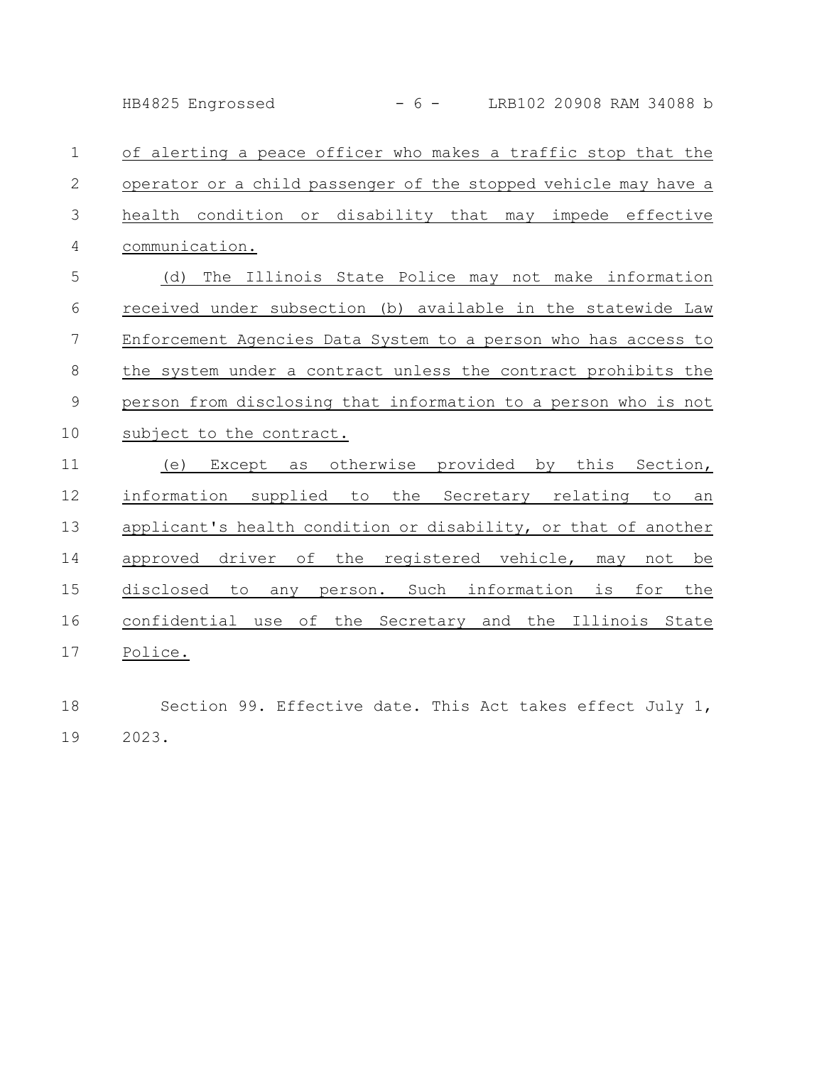of alerting a peace officer who makes a traffic stop that the operator or a child passenger of the stopped vehicle may have a health condition or disability that may impede effective communication.

(d) The Illinois State Police may not make information received under subsection (b) available in the statewide Law Enforcement Agencies Data System to a person who has access to the system under a contract unless the contract prohibits the person from disclosing that information to a person who is not subject to the contract.

(e) Except as otherwise provided by this Section, information supplied to the Secretary relating to an applicant's health condition or disability, or that of another approved driver of the registered vehicle, may not be disclosed to any person. Such information is for the confidential use of the Secretary and the Illinois State Police.

Section 99. Effective date. This Act takes effect July 1, 2023.